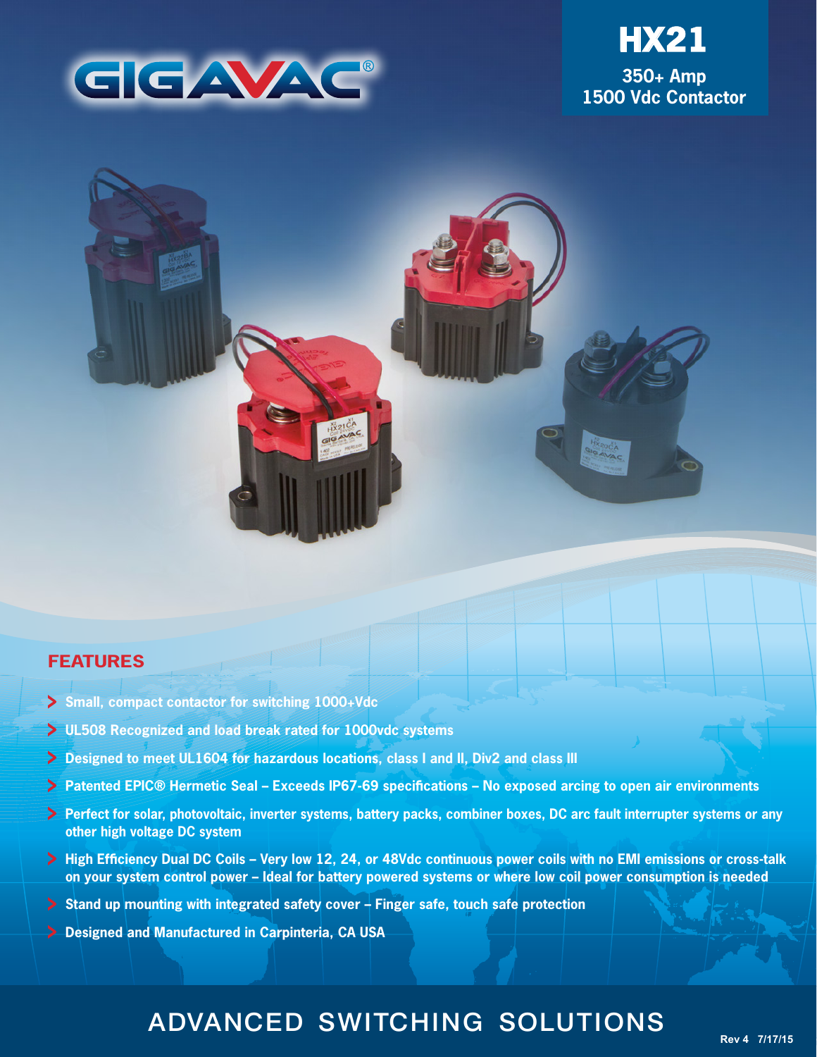GIGAVAC®

# HX21

**350+ Amp**
**1500 Vdc Contactor**

## FEATURES

- Small, compact contactor for switching 1000+Vdc
- UL508 Recognized and load break rated for 1000vdc systems
- Designed to meet UL1604 for hazardous locations, class I and II, Div2 and class III
- Patented EPIC® Hermetic Seal – Exceeds IP67-69 specifications – No exposed arcing to open air environments
- Perfect for solar, photovoltaic, inverter systems, battery packs, combiner boxes, DC arc fault interrupter systems or any other high voltage DC system
- High Efficiency Dual DC Coils – Very low 12, 24, or 48Vdc continuous power coils with no EMI emissions or cross-talk on your system control power – Ideal for battery powered systems or where low coil power consumption is needed
- Stand up mounting with integrated safety cover – Finger safe, touch safe protection
- Designed and Manufactured in Carpinteria, CA USA

ADVANCED SWITCHING SOLUTIONS

Rev 4 7/17/15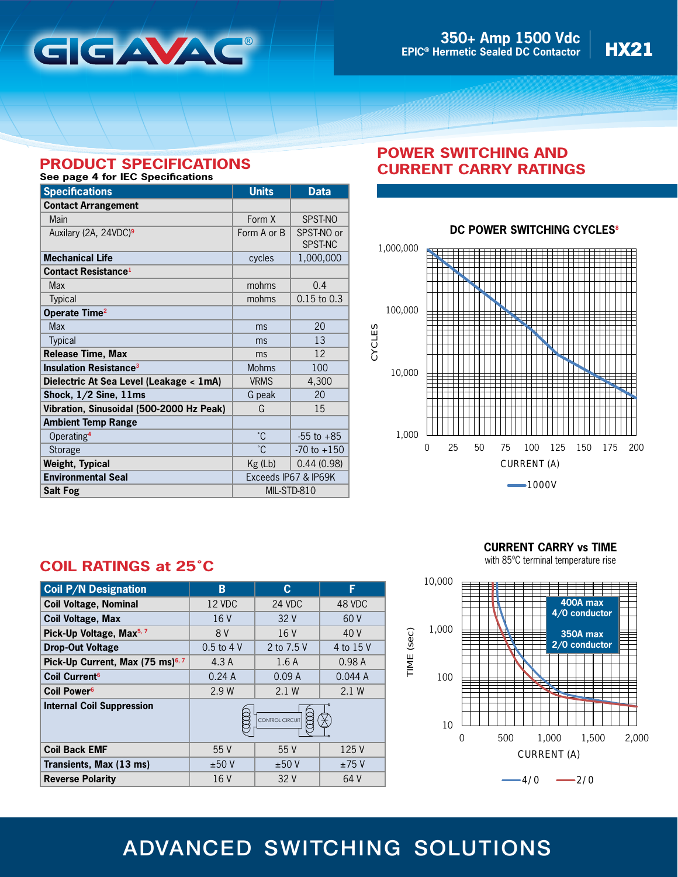# GIGAVAC®

**350+ Amp 1500 Vdc**
**EPIC® Hermetic Sealed DC Contactor**
**HX21**

## PRODUCT SPECIFICATIONS

**See page 4 for IEC Specifications**

| Specifications | Units | Data |
|---|---|---|
| **Contact Arrangement** | | |
| Main | Form X | SPST-NO |
| Auxilary (2A, 24VDC)[9] | Form A or B | SPST-NO or SPST-NC |
| **Mechanical Life** | cycles | 1,000,000 |
| **Contact Resistance**[1] | | |
| Max | mohms | 0.4 |
| Typical | mohms | 0.15 to 0.3 |
| **Operate Time**[2] | | |
| Max | ms | 20 |
| Typical | ms | 13 |
| **Release Time, Max** | ms | 12 |
| **Insulation Resistance**[3] | Mohms | 100 |
| **Dielectric At Sea Level (Leakage < 1mA)** | VRMS | 4,300 |
| **Shock, 1/2 Sine, 11ms** | G peak | 20 |
| **Vibration, Sinusoidal (500-2000 Hz Peak)** | G | 15 |
| **Ambient Temp Range** | | |
| Operating[4] | ˚C | -55 to +85 |
| Storage | ˚C | -70 to +150 |
| **Weight, Typical** | Kg (Lb) | 0.44 (0.98) |
| **Environmental Seal** | Exceeds IP67 & IP69K | |
| **Salt Fog** | MIL-STD-810 | |

## POWER SWITCHING AND CURRENT CARRY RATINGS

**DC POWER SWITCHING CYCLES**[8]

(Chart: CYCLES (1,000 – 1,000,000) vs CURRENT (A) (0 – 200); series: 1000V)

**CURRENT CARRY vs TIME**
with 85ºC terminal temperature rise

(Chart: TIME (sec) (10 – 10,000) vs CURRENT (A) (0 – 2,000); series: 4/0, 2/0; 400A max 4/0 conductor; 350A max 2/0 conductor)

## COIL RATINGS at 25˚C

| Coil P/N Designation | B | C | F |
|---|---|---|---|
| **Coil Voltage, Nominal** | 12 VDC | 24 VDC | 48 VDC |
| **Coil Voltage, Max** | 16 V | 32 V | 60 V |
| **Pick-Up Voltage, Max**[5, 7] | 8 V | 16 V | 40 V |
| **Drop-Out Voltage** | 0.5 to 4 V | 2 to 7.5 V | 4 to 15 V |
| **Pick-Up Current, Max (75 ms)**[6, 7] | 4.3 A | 1.6 A | 0.98 A |
| **Coil Current**[6] | 0.24 A | 0.09 A | 0.044 A |
| **Coil Power**[6] | 2.9 W | 2.1 W | 2.1 W |
| **Internal Coil Suppression** | CONTROL CIRCUIT | | |
| **Coil Back EMF** | 55 V | 55 V | 125 V |
| **Transients, Max (13 ms)** | ±50 V | ±50 V | ±75 V |
| **Reverse Polarity** | 16 V | 32 V | 64 V |

ADVANCED SWITCHING SOLUTIONS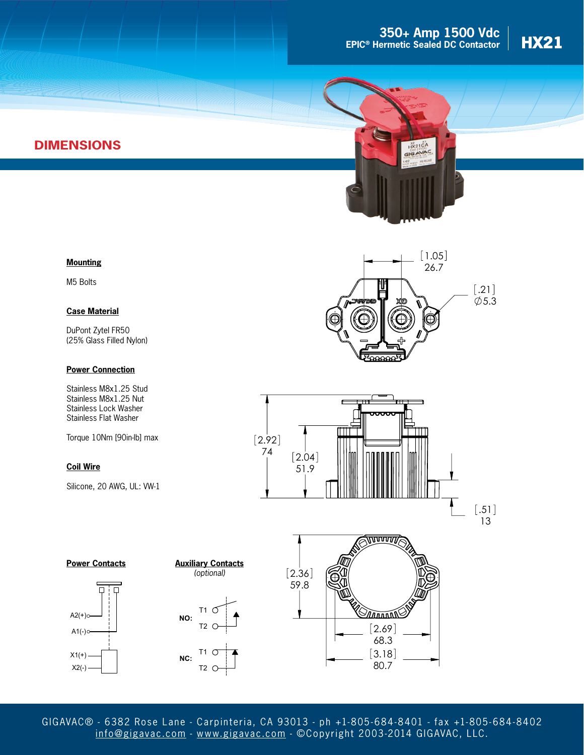## DIMENSIONS

### Mounting

M5 Bolts

### Case Material

DuPont Zytel FR50
(25% Glass Filled Nylon)

### Power Connection

Stainless M8x1.25 Stud
Stainless M8x1.25 Nut
Stainless Lock Washer
Stainless Flat Washer

Torque 10Nm [90in-lb] max

### Coil Wire

Silicone, 20 AWG, UL: VW-1

[1.05]
26.7

[.21]
∅5.3

[2.92]
74

[2.04]
51.9

[.51]
13

[2.36]
59.8

[2.69]
68.3

[3.18]
80.7

### Power Contacts

A2(+)
A1(-)
X1(+)
X2(-)

### Auxiliary Contacts

*(optional)*

NO: T1, T2

NC: T1, T2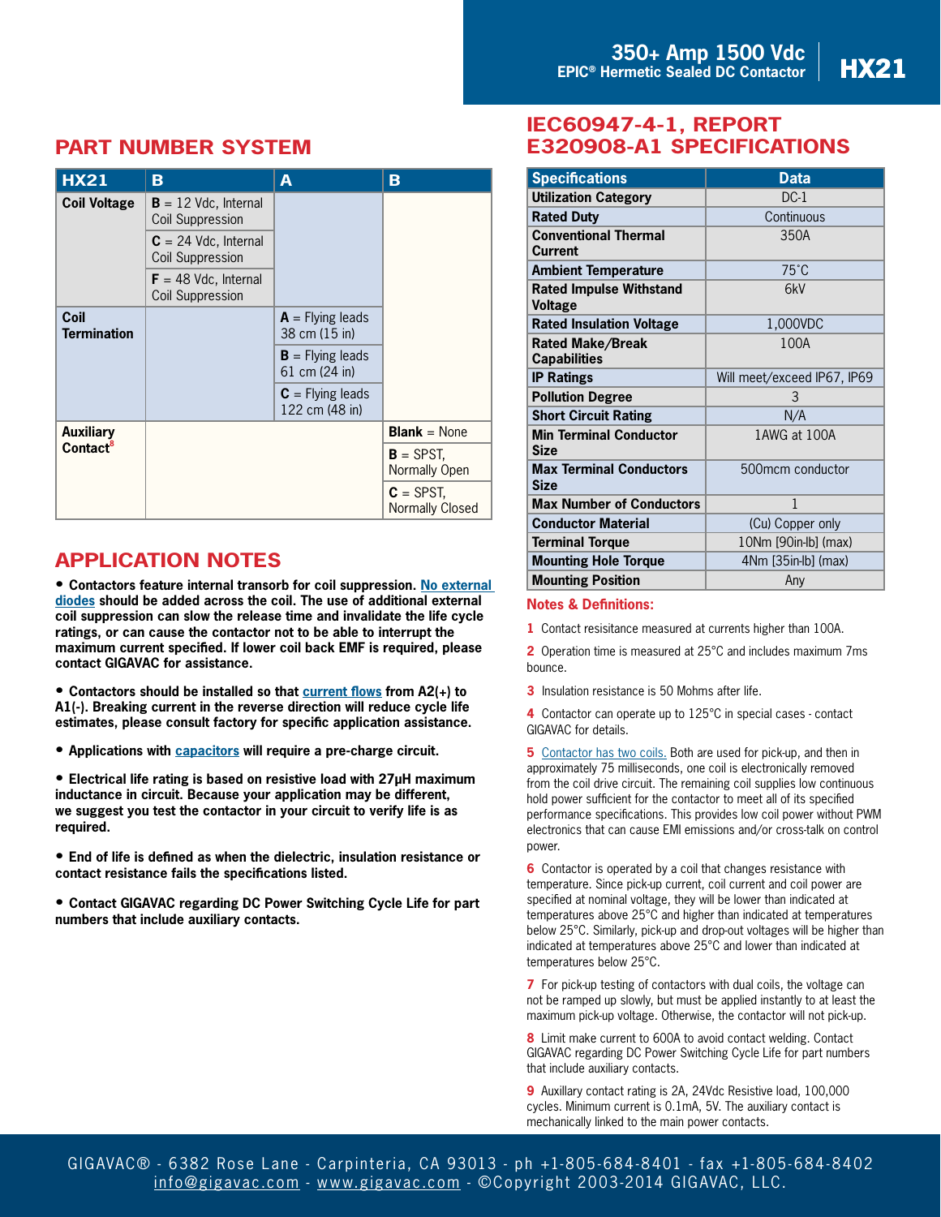## PART NUMBER SYSTEM

| HX21 | B | A | B |
|---|---|---|---|
| **Coil Voltage** | **B** = 12 Vdc, Internal Coil Suppression | | |
| | **C** = 24 Vdc, Internal Coil Suppression | | |
| | **F** = 48 Vdc, Internal Coil Suppression | | |
| **Coil Termination** | | **A** = Flying leads 38 cm (15 in) | |
| | | **B** = Flying leads 61 cm (24 in) | |
| | | **C** = Flying leads 122 cm (48 in) | |
| **Auxiliary Contact**[8] | | | **Blank** = None |
| | | | **B** = SPST, Normally Open |
| | | | **C** = SPST, Normally Closed |

## APPLICATION NOTES

- **Contactors feature internal transorb for coil suppression. No external diodes should be added across the coil. The use of additional external coil suppression can slow the release time and invalidate the life cycle ratings, or can cause the contactor not to be able to interrupt the maximum current specified. If lower coil back EMF is required, please contact GIGAVAC for assistance.**

- **Contactors should be installed so that current flows from A2(+) to A1(-). Breaking current in the reverse direction will reduce cycle life estimates, please consult factory for specific application assistance.**

- **Applications with capacitors will require a pre-charge circuit.**

- **Electrical life rating is based on resistive load with 27µH maximum inductance in circuit. Because your application may be different, we suggest you test the contactor in your circuit to verify life is as required.**

- **End of life is defined as when the dielectric, insulation resistance or contact resistance fails the specifications listed.**

- **Contact GIGAVAC regarding DC Power Switching Cycle Life for part numbers that include auxiliary contacts.**

## IEC60947-4-1, REPORT E320908-A1 SPECIFICATIONS

| Specifications | Data |
|---|---|
| **Utilization Category** | DC-1 |
| **Rated Duty** | Continuous |
| **Conventional Thermal Current** | 350A |
| **Ambient Temperature** | 75˚C |
| **Rated Impulse Withstand Voltage** | 6kV |
| **Rated Insulation Voltage** | 1,000VDC |
| **Rated Make/Break Capabilities** | 100A |
| **IP Ratings** | Will meet/exceed IP67, IP69 |
| **Pollution Degree** | 3 |
| **Short Circuit Rating** | N/A |
| **Min Terminal Conductor Size** | 1AWG at 100A |
| **Max Terminal Conductors Size** | 500mcm conductor |
| **Max Number of Conductors** | 1 |
| **Conductor Material** | (Cu) Copper only |
| **Terminal Torque** | 10Nm [90in-lb] (max) |
| **Mounting Hole Torque** | 4Nm [35in-lb] (max) |
| **Mounting Position** | Any |

### Notes & Definitions:

1 Contact resisitance measured at currents higher than 100A.

2 Operation time is measured at 25°C and includes maximum 7ms bounce.

3 Insulation resistance is 50 Mohms after life.

4 Contactor can operate up to 125°C in special cases - contact GIGAVAC for details.

5 Contactor has two coils. Both are used for pick-up, and then in approximately 75 milliseconds, one coil is electronically removed from the coil drive circuit. The remaining coil supplies low continuous hold power sufficient for the contactor to meet all of its specified performance specifications. This provides low coil power without PWM electronics that can cause EMI emissions and/or cross-talk on control power.

6 Contactor is operated by a coil that changes resistance with temperature. Since pick-up current, coil current and coil power are specified at nominal voltage, they will be lower than indicated at temperatures above 25°C and higher than indicated at temperatures below 25°C. Similarly, pick-up and drop-out voltages will be higher than indicated at temperatures above 25°C and lower than indicated at temperatures below 25°C.

7 For pick-up testing of contactors with dual coils, the voltage can not be ramped up slowly, but must be applied instantly to at least the maximum pick-up voltage. Otherwise, the contactor will not pick-up.

8 Limit make current to 600A to avoid contact welding. Contact GIGAVAC regarding DC Power Switching Cycle Life for part numbers that include auxiliary contacts.

9 Auxillary contact rating is 2A, 24Vdc Resistive load, 100,000 cycles. Minimum current is 0.1mA, 5V. The auxiliary contact is mechanically linked to the main power contacts.